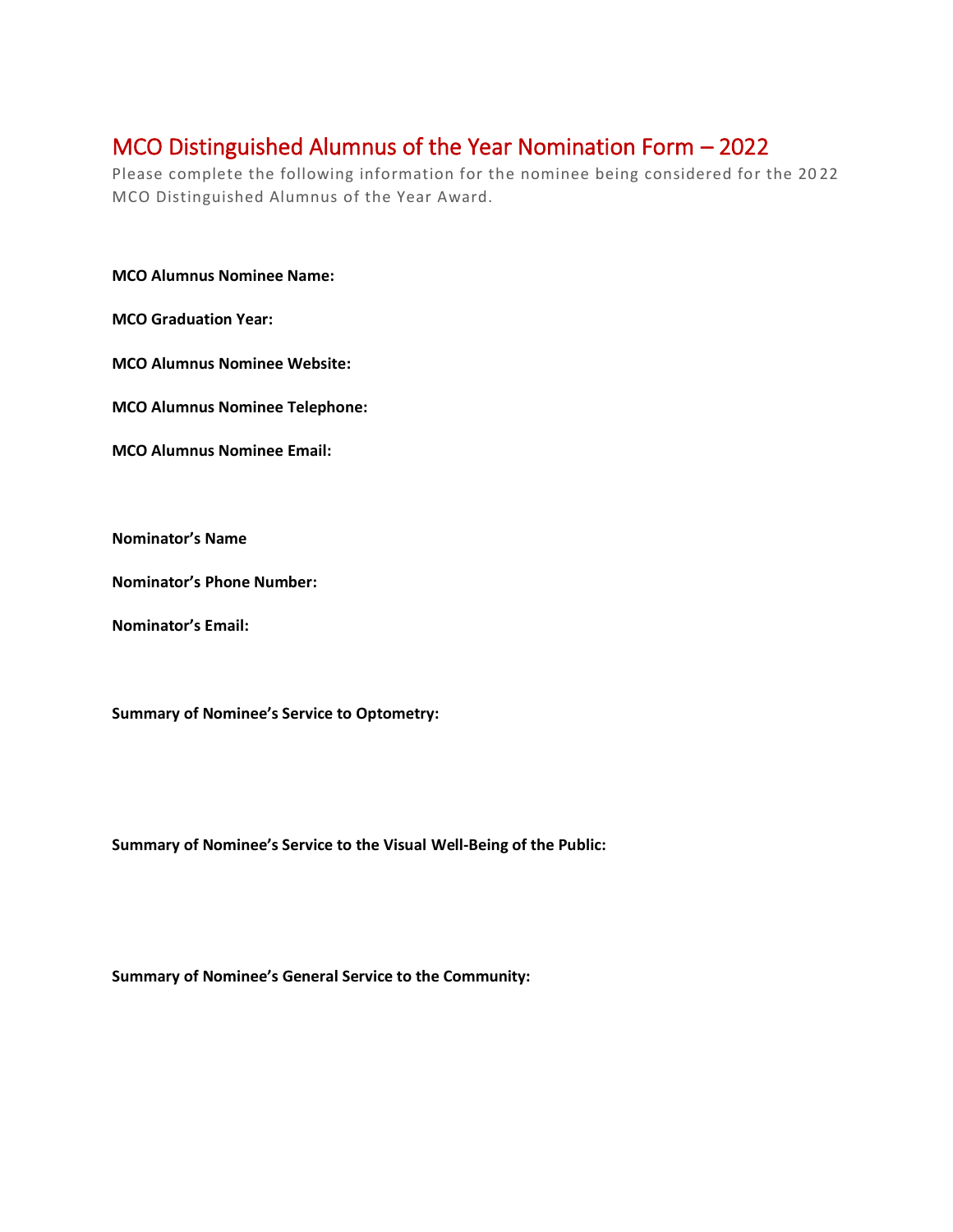# MCO Distinguished Alumnus of the Year Nomination Form – 2022

Please complete the following information for the nominee being considered for the 2022 MCO Distinguished Alumnus of the Year Award.

**MCO Alumnus Nominee Name:**

**MCO Graduation Year:**

**MCO Alumnus Nominee Website:**

**MCO Alumnus Nominee Telephone:**

**MCO Alumnus Nominee Email:**

**Nominator's Name**

**Nominator's Phone Number:**

**Nominator's Email:**

**Summary of Nominee's Service to Optometry:**

**Summary of Nominee's Service to the Visual Well-Being of the Public:**

**Summary of Nominee's General Service to the Community:**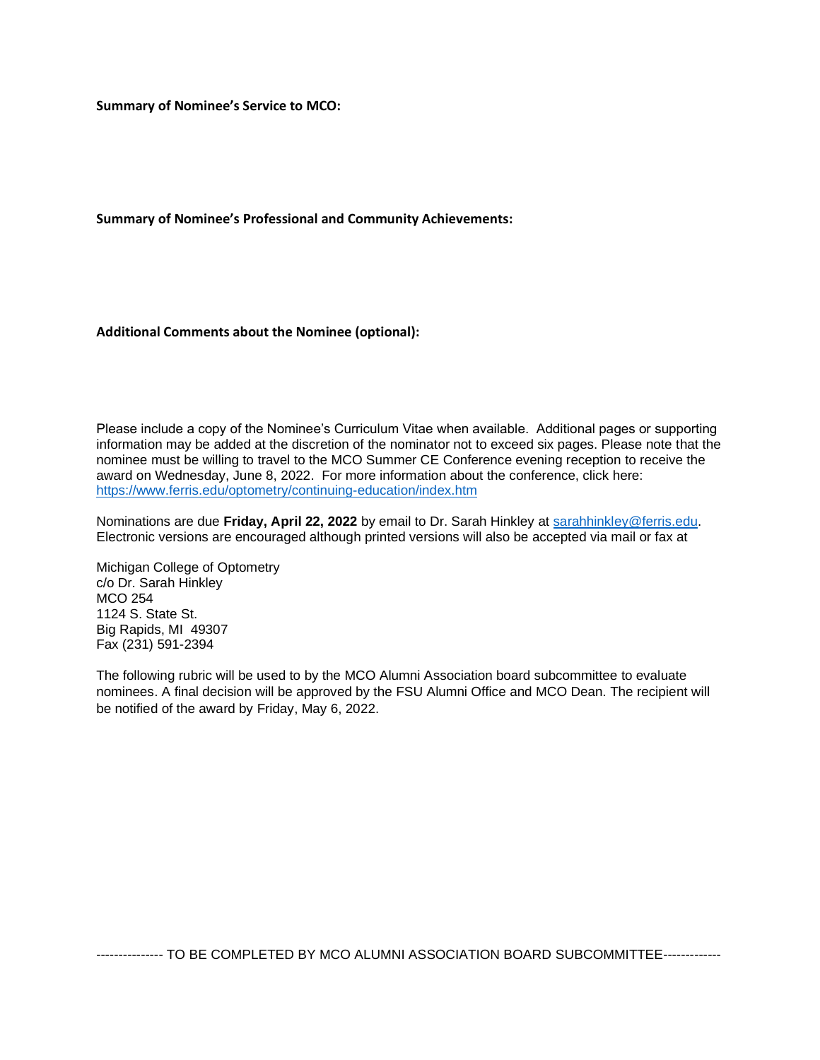**Summary of Nominee's Service to MCO:**

**Summary of Nominee's Professional and Community Achievements:**

**Additional Comments about the Nominee (optional):**

Please include a copy of the Nominee's Curriculum Vitae when available. Additional pages or supporting information may be added at the discretion of the nominator not to exceed six pages. Please note that the nominee must be willing to travel to the MCO Summer CE Conference evening reception to receive the award on Wednesday, June 8, 2022. For more information about the conference, click here: https://www.ferris.edu/optometry/continuing-education/index.htm

Nominations are due **Friday, April 22, 2022** by email to Dr. Sarah Hinkley at sarahhinkley@ferris.edu. Electronic versions are encouraged although printed versions will also be accepted via mail or fax at

Michigan College of Optometry
c/o Dr. Sarah Hinkley
MCO 254
1124 S. State St.
Big Rapids, MI 49307
Fax (231) 591-2394

The following rubric will be used to by the MCO Alumni Association board subcommittee to evaluate nominees. A final decision will be approved by the FSU Alumni Office and MCO Dean. The recipient will be notified of the award by Friday, May 6, 2022.

--------------- TO BE COMPLETED BY MCO ALUMNI ASSOCIATION BOARD SUBCOMMITTEE-------------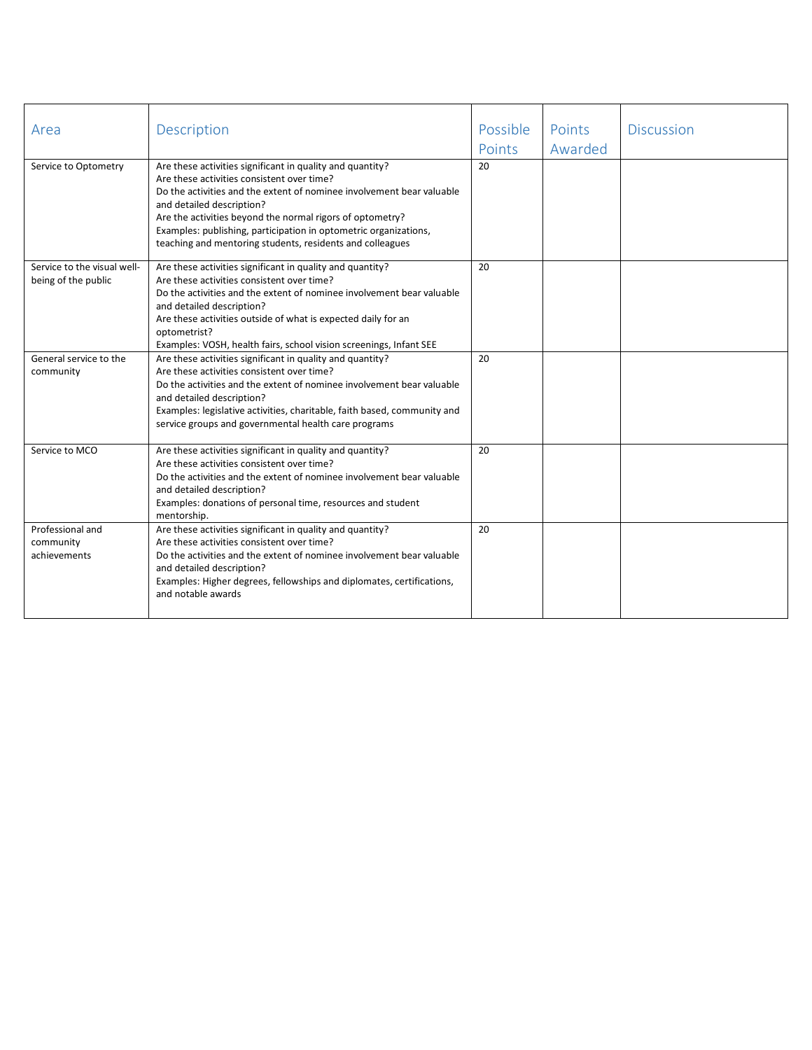| Area | Description | Possible Points | Points Awarded | Discussion |
|---|---|---|---|---|
| Service to Optometry | Are these activities significant in quality and quantity?<br>Are these activities consistent over time?<br>Do the activities and the extent of nominee involvement bear valuable and detailed description?<br>Are the activities beyond the normal rigors of optometry?<br>Examples: publishing, participation in optometric organizations, teaching and mentoring students, residents and colleagues | 20 | | |
| Service to the visual well-being of the public | Are these activities significant in quality and quantity?<br>Are these activities consistent over time?<br>Do the activities and the extent of nominee involvement bear valuable and detailed description?<br>Are these activities outside of what is expected daily for an optometrist?<br>Examples: VOSH, health fairs, school vision screenings, Infant SEE | 20 | | |
| General service to the community | Are these activities significant in quality and quantity?<br>Are these activities consistent over time?<br>Do the activities and the extent of nominee involvement bear valuable and detailed description?<br>Examples: legislative activities, charitable, faith based, community and service groups and governmental health care programs | 20 | | |
| Service to MCO | Are these activities significant in quality and quantity?<br>Are these activities consistent over time?<br>Do the activities and the extent of nominee involvement bear valuable and detailed description?<br>Examples: donations of personal time, resources and student mentorship. | 20 | | |
| Professional and community achievements | Are these activities significant in quality and quantity?<br>Are these activities consistent over time?<br>Do the activities and the extent of nominee involvement bear valuable and detailed description?<br>Examples: Higher degrees, fellowships and diplomates, certifications, and notable awards | 20 | | |